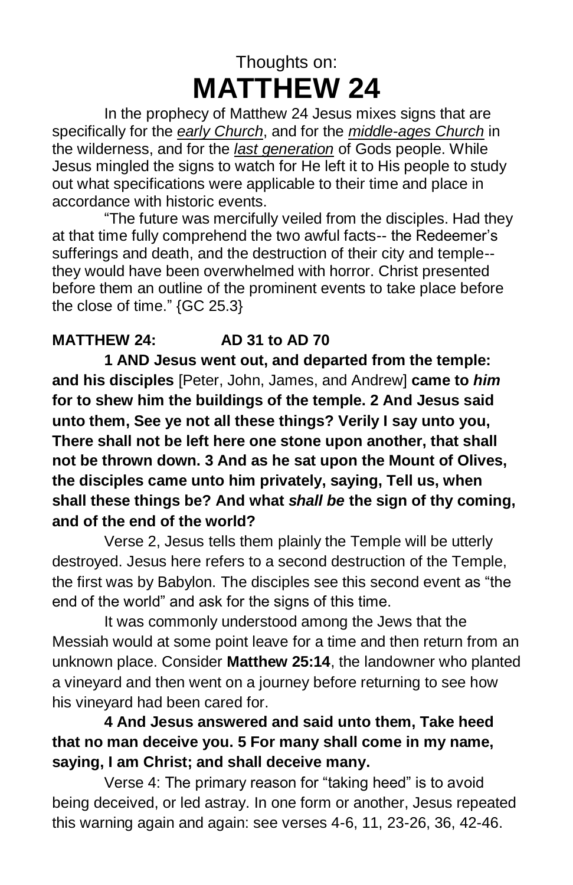Thoughts on:

# MATTHEW 24

In the prophecy of Matthew 24 Jesus mixes signs that are specifically for the *early Church*, and for the *middle-ages Church* in the wilderness, and for the *last generation* of Gods people. While Jesus mingled the signs to watch for He left it to His people to study out what specifications were applicable to their time and place in accordance with historic events.

"The future was mercifully veiled from the disciples. Had they at that time fully comprehend the two awful facts-- the Redeemer's sufferings and death, and the destruction of their city and temple-- they would have been overwhelmed with horror. Christ presented before them an outline of the prominent events to take place before the close of time." {GC 25.3}

**MATTHEW 24: AD 31 to AD 70**

**1 AND Jesus went out, and departed from the temple: and his disciples** [Peter, John, James, and Andrew] **came to *him* for to shew him the buildings of the temple. 2 And Jesus said unto them, See ye not all these things? Verily I say unto you, There shall not be left here one stone upon another, that shall not be thrown down. 3 And as he sat upon the Mount of Olives, the disciples came unto him privately, saying, Tell us, when shall these things be? And what *shall be* the sign of thy coming, and of the end of the world?**

Verse 2, Jesus tells them plainly the Temple will be utterly destroyed. Jesus here refers to a second destruction of the Temple, the first was by Babylon. The disciples see this second event as "the end of the world" and ask for the signs of this time.

It was commonly understood among the Jews that the Messiah would at some point leave for a time and then return from an unknown place. Consider **Matthew 25:14**, the landowner who planted a vineyard and then went on a journey before returning to see how his vineyard had been cared for.

**4 And Jesus answered and said unto them, Take heed that no man deceive you. 5 For many shall come in my name, saying, I am Christ; and shall deceive many.**

Verse 4: The primary reason for "taking heed" is to avoid being deceived, or led astray. In one form or another, Jesus repeated this warning again and again: see verses 4-6, 11, 23-26, 36, 42-46.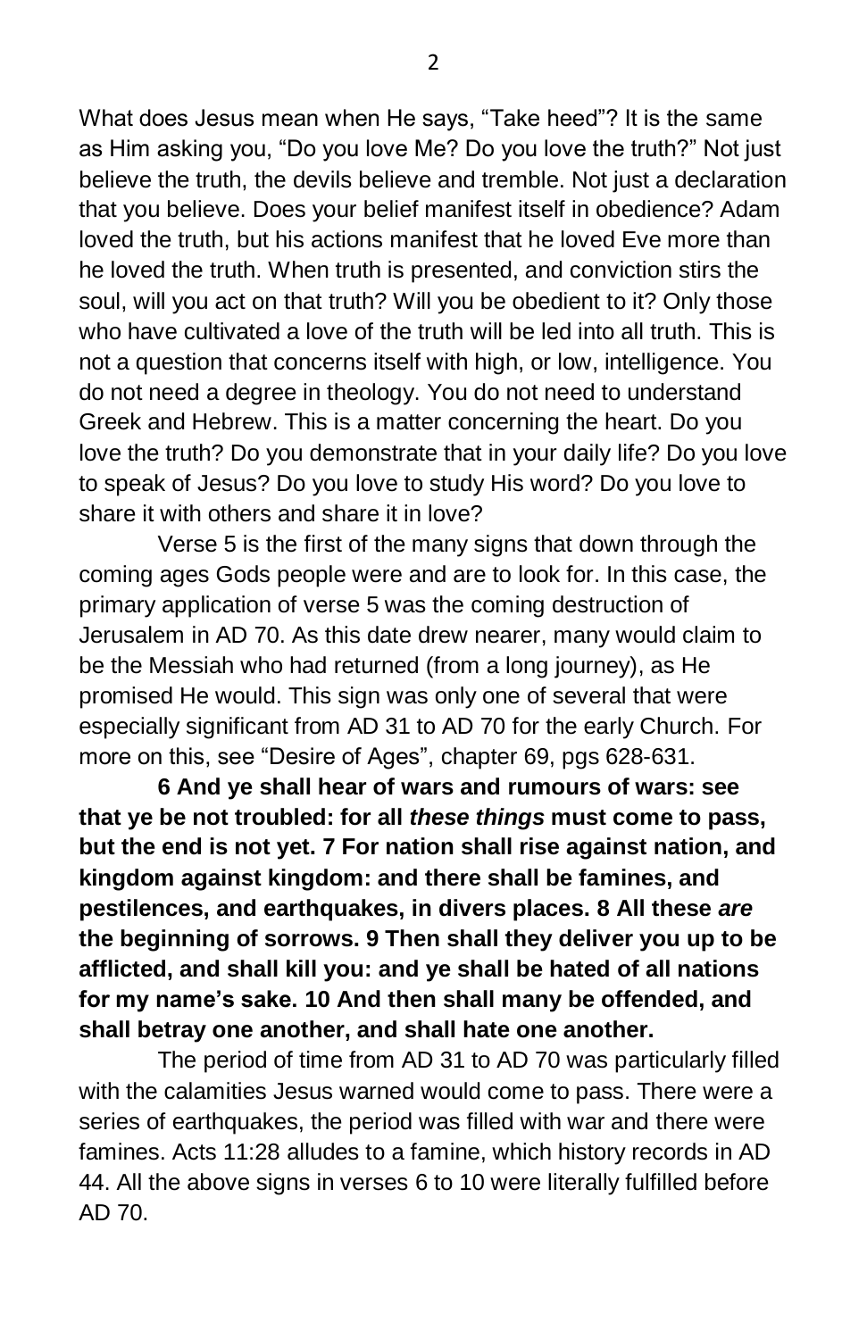What does Jesus mean when He says, “Take heed”? It is the same as Him asking you, “Do you love Me? Do you love the truth?” Not just believe the truth, the devils believe and tremble. Not just a declaration that you believe. Does your belief manifest itself in obedience? Adam loved the truth, but his actions manifest that he loved Eve more than he loved the truth. When truth is presented, and conviction stirs the soul, will you act on that truth? Will you be obedient to it? Only those who have cultivated a love of the truth will be led into all truth. This is not a question that concerns itself with high, or low, intelligence. You do not need a degree in theology. You do not need to understand Greek and Hebrew. This is a matter concerning the heart. Do you love the truth? Do you demonstrate that in your daily life? Do you love to speak of Jesus? Do you love to study His word? Do you love to share it with others and share it in love?

Verse 5 is the first of the many signs that down through the coming ages Gods people were and are to look for. In this case, the primary application of verse 5 was the coming destruction of Jerusalem in AD 70. As this date drew nearer, many would claim to be the Messiah who had returned (from a long journey), as He promised He would. This sign was only one of several that were especially significant from AD 31 to AD 70 for the early Church. For more on this, see “Desire of Ages”, chapter 69, pgs 628-631.

**6 And ye shall hear of wars and rumours of wars: see that ye be not troubled: for all *these things* must come to pass, but the end is not yet. 7 For nation shall rise against nation, and kingdom against kingdom: and there shall be famines, and pestilences, and earthquakes, in divers places. 8 All these *are* the beginning of sorrows. 9 Then shall they deliver you up to be afflicted, and shall kill you: and ye shall be hated of all nations for my name’s sake. 10 And then shall many be offended, and shall betray one another, and shall hate one another.**

The period of time from AD 31 to AD 70 was particularly filled with the calamities Jesus warned would come to pass. There were a series of earthquakes, the period was filled with war and there were famines. Acts 11:28 alludes to a famine, which history records in AD 44. All the above signs in verses 6 to 10 were literally fulfilled before AD 70.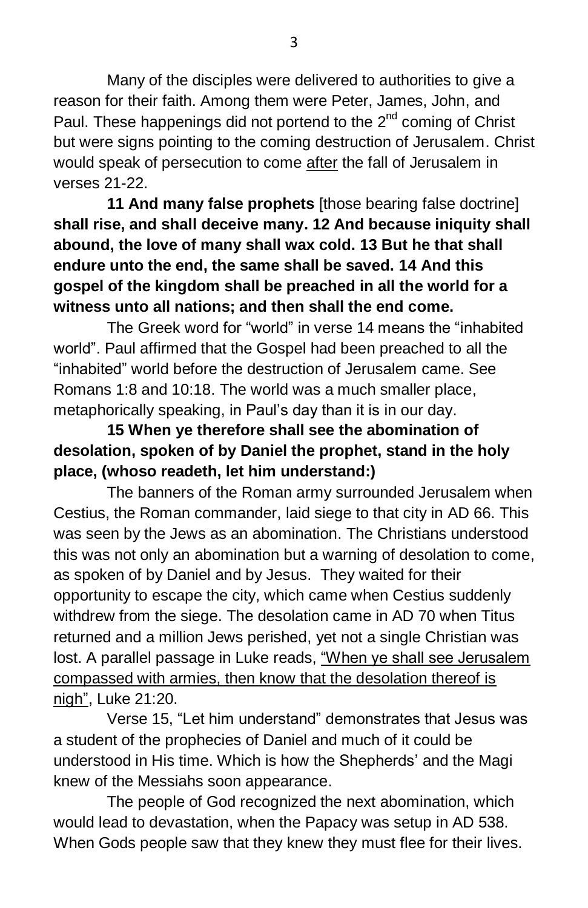Many of the disciples were delivered to authorities to give a reason for their faith. Among them were Peter, James, John, and Paul. These happenings did not portend to the 2nd coming of Christ but were signs pointing to the coming destruction of Jerusalem. Christ would speak of persecution to come <u>after</u> the fall of Jerusalem in verses 21-22.

**11 And many false prophets** [those bearing false doctrine] **shall rise, and shall deceive many. 12 And because iniquity shall abound, the love of many shall wax cold. 13 But he that shall endure unto the end, the same shall be saved. 14 And this gospel of the kingdom shall be preached in all the world for a witness unto all nations; and then shall the end come.**

The Greek word for "world" in verse 14 means the "inhabited world". Paul affirmed that the Gospel had been preached to all the "inhabited" world before the destruction of Jerusalem came. See Romans 1:8 and 10:18. The world was a much smaller place, metaphorically speaking, in Paul's day than it is in our day.

**15 When ye therefore shall see the abomination of desolation, spoken of by Daniel the prophet, stand in the holy place, (whoso readeth, let him understand:)**

The banners of the Roman army surrounded Jerusalem when Cestius, the Roman commander, laid siege to that city in AD 66. This was seen by the Jews as an abomination. The Christians understood this was not only an abomination but a warning of desolation to come, as spoken of by Daniel and by Jesus. They waited for their opportunity to escape the city, which came when Cestius suddenly withdrew from the siege. The desolation came in AD 70 when Titus returned and a million Jews perished, yet not a single Christian was lost. A parallel passage in Luke reads, <u>"When ye shall see Jerusalem compassed with armies, then know that the desolation thereof is nigh"</u>, Luke 21:20.

Verse 15, "Let him understand" demonstrates that Jesus was a student of the prophecies of Daniel and much of it could be understood in His time. Which is how the Shepherds' and the Magi knew of the Messiahs soon appearance.

The people of God recognized the next abomination, which would lead to devastation, when the Papacy was setup in AD 538. When Gods people saw that they knew they must flee for their lives.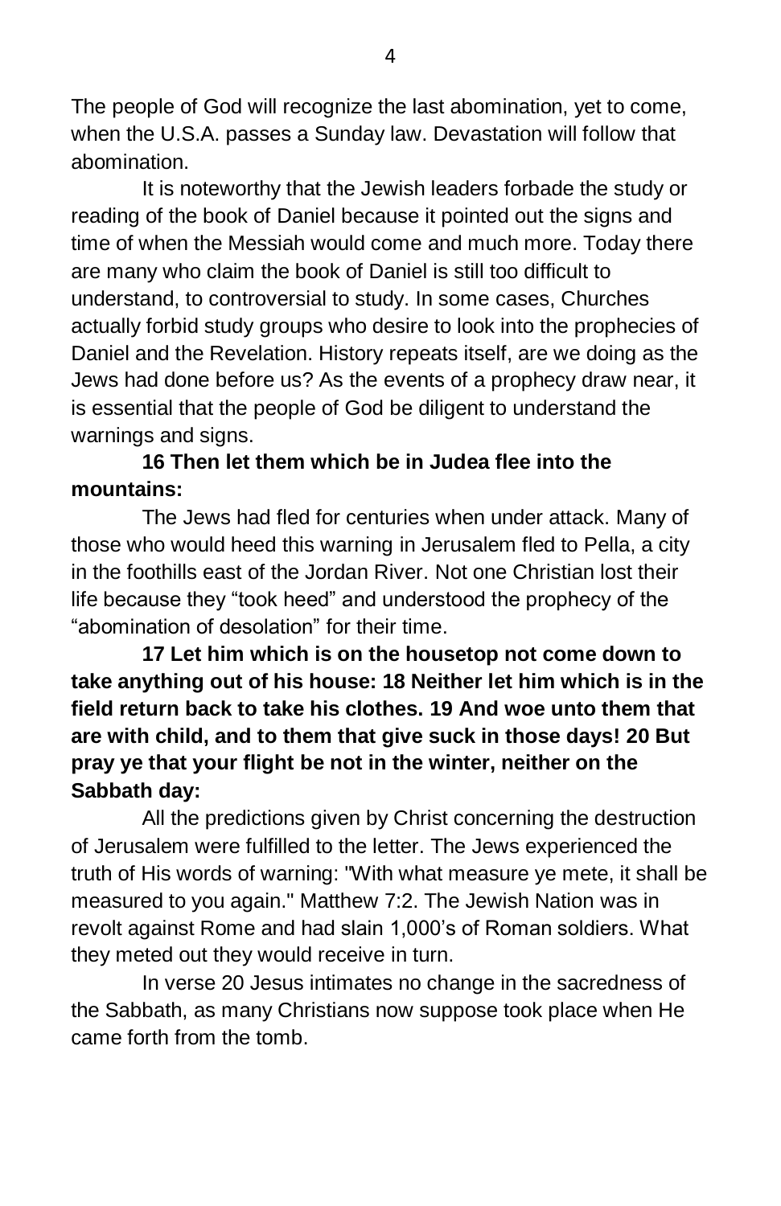The people of God will recognize the last abomination, yet to come, when the U.S.A. passes a Sunday law. Devastation will follow that abomination.

It is noteworthy that the Jewish leaders forbade the study or reading of the book of Daniel because it pointed out the signs and time of when the Messiah would come and much more. Today there are many who claim the book of Daniel is still too difficult to understand, to controversial to study. In some cases, Churches actually forbid study groups who desire to look into the prophecies of Daniel and the Revelation. History repeats itself, are we doing as the Jews had done before us? As the events of a prophecy draw near, it is essential that the people of God be diligent to understand the warnings and signs.

**16 Then let them which be in Judea flee into the mountains:**

The Jews had fled for centuries when under attack. Many of those who would heed this warning in Jerusalem fled to Pella, a city in the foothills east of the Jordan River. Not one Christian lost their life because they "took heed" and understood the prophecy of the "abomination of desolation" for their time.

**17 Let him which is on the housetop not come down to take anything out of his house: 18 Neither let him which is in the field return back to take his clothes. 19 And woe unto them that are with child, and to them that give suck in those days! 20 But pray ye that your flight be not in the winter, neither on the Sabbath day:**

All the predictions given by Christ concerning the destruction of Jerusalem were fulfilled to the letter. The Jews experienced the truth of His words of warning: "With what measure ye mete, it shall be measured to you again." Matthew 7:2. The Jewish Nation was in revolt against Rome and had slain 1,000's of Roman soldiers. What they meted out they would receive in turn.

In verse 20 Jesus intimates no change in the sacredness of the Sabbath, as many Christians now suppose took place when He came forth from the tomb.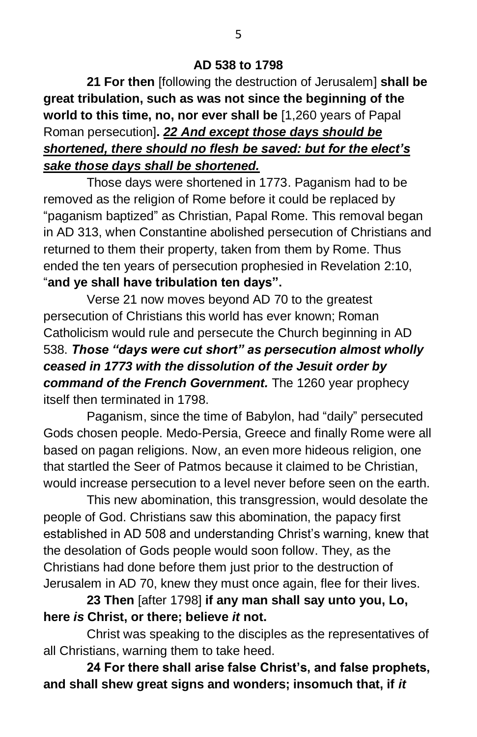**AD 538 to 1798**

**21 For then** [following the destruction of Jerusalem] **shall be great tribulation, such as was not since the beginning of the world to this time, no, nor ever shall be** [1,260 years of Papal Roman persecution]**.** ***<u>22 And except those days should be shortened, there should no flesh be saved: but for the elect's sake those days shall be shortened.</u>***

Those days were shortened in 1773. Paganism had to be removed as the religion of Rome before it could be replaced by "paganism baptized" as Christian, Papal Rome. This removal began in AD 313, when Constantine abolished persecution of Christians and returned to them their property, taken from them by Rome. Thus ended the ten years of persecution prophesied in Revelation 2:10, "**and ye shall have tribulation ten days".**

Verse 21 now moves beyond AD 70 to the greatest persecution of Christians this world has ever known; Roman Catholicism would rule and persecute the Church beginning in AD 538. ***Those "days were cut short" as persecution almost wholly ceased in 1773 with the dissolution of the Jesuit order by command of the French Government.*** The 1260 year prophecy itself then terminated in 1798.

Paganism, since the time of Babylon, had "daily" persecuted Gods chosen people. Medo-Persia, Greece and finally Rome were all based on pagan religions. Now, an even more hideous religion, one that startled the Seer of Patmos because it claimed to be Christian, would increase persecution to a level never before seen on the earth.

This new abomination, this transgression, would desolate the people of God. Christians saw this abomination, the papacy first established in AD 508 and understanding Christ's warning, knew that the desolation of Gods people would soon follow. They, as the Christians had done before them just prior to the destruction of Jerusalem in AD 70, knew they must once again, flee for their lives.

**23 Then** [after 1798] **if any man shall say unto you, Lo, here *is* Christ, or there; believe *it* not.**

Christ was speaking to the disciples as the representatives of all Christians, warning them to take heed.

**24 For there shall arise false Christ's, and false prophets, and shall shew great signs and wonders; insomuch that, if *it***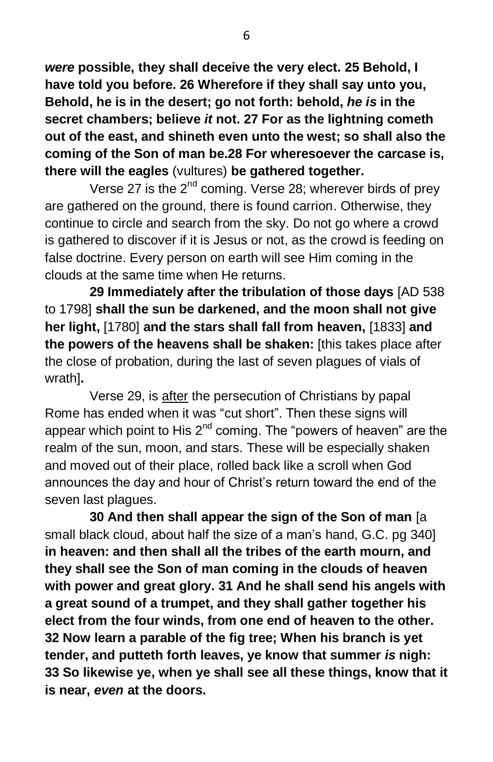***were*** **possible, they shall deceive the very elect. 25 Behold, I have told you before. 26 Wherefore if they shall say unto you, Behold, he is in the desert; go not forth: behold, *he is* in the secret chambers; believe *it* not. 27 For as the lightning cometh out of the east, and shineth even unto the west; so shall also the coming of the Son of man be.28 For wheresoever the carcase is, there will the eagles** (vultures) **be gathered together.**

Verse 27 is the 2nd coming. Verse 28; wherever birds of prey are gathered on the ground, there is found carrion. Otherwise, they continue to circle and search from the sky. Do not go where a crowd is gathered to discover if it is Jesus or not, as the crowd is feeding on false doctrine. Every person on earth will see Him coming in the clouds at the same time when He returns.

**29 Immediately after the tribulation of those days** [AD 538 to 1798] **shall the sun be darkened, and the moon shall not give her light,** [1780] **and the stars shall fall from heaven,** [1833] **and the powers of the heavens shall be shaken:** [this takes place after the close of probation, during the last of seven plagues of vials of wrath]**.**

Verse 29, is <u>after</u> the persecution of Christians by papal Rome has ended when it was "cut short". Then these signs will appear which point to His 2nd coming. The "powers of heaven" are the realm of the sun, moon, and stars. These will be especially shaken and moved out of their place, rolled back like a scroll when God announces the day and hour of Christ's return toward the end of the seven last plagues.

**30 And then shall appear the sign of the Son of man** [a small black cloud, about half the size of a man's hand, G.C. pg 340] **in heaven: and then shall all the tribes of the earth mourn, and they shall see the Son of man coming in the clouds of heaven with power and great glory. 31 And he shall send his angels with a great sound of a trumpet, and they shall gather together his elect from the four winds, from one end of heaven to the other. 32 Now learn a parable of the fig tree; When his branch is yet tender, and putteth forth leaves, ye know that summer *is* nigh: 33 So likewise ye, when ye shall see all these things, know that it is near, *even* at the doors.**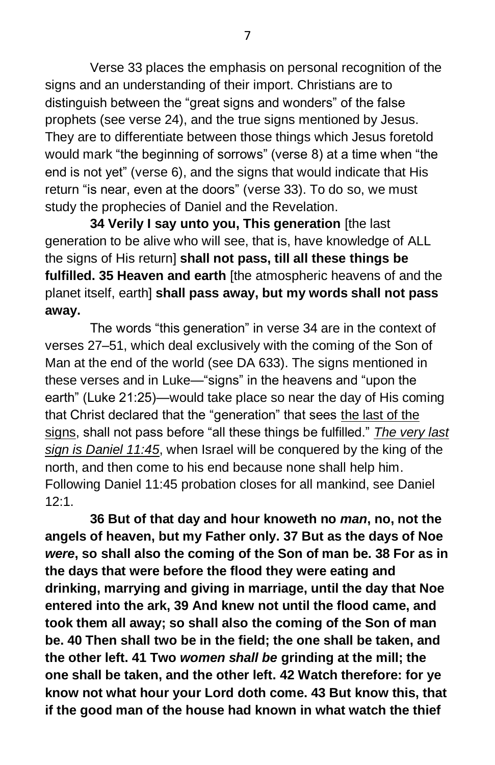Verse 33 places the emphasis on personal recognition of the signs and an understanding of their import. Christians are to distinguish between the "great signs and wonders" of the false prophets (see verse 24), and the true signs mentioned by Jesus. They are to differentiate between those things which Jesus foretold would mark "the beginning of sorrows" (verse 8) at a time when "the end is not yet" (verse 6), and the signs that would indicate that His return "is near, even at the doors" (verse 33). To do so, we must study the prophecies of Daniel and the Revelation.

**34 Verily I say unto you, This generation** [the last generation to be alive who will see, that is, have knowledge of ALL the signs of His return] **shall not pass, till all these things be fulfilled. 35 Heaven and earth** [the atmospheric heavens of and the planet itself, earth] **shall pass away, but my words shall not pass away.**

The words "this generation" in verse 34 are in the context of verses 27–51, which deal exclusively with the coming of the Son of Man at the end of the world (see DA 633). The signs mentioned in these verses and in Luke—"signs" in the heavens and "upon the earth" (Luke 21:25)—would take place so near the day of His coming that Christ declared that the "generation" that sees <u>the last of the signs</u>, shall not pass before "all these things be fulfilled." <u>*The very last sign is Daniel 11:45*</u>, when Israel will be conquered by the king of the north, and then come to his end because none shall help him. Following Daniel 11:45 probation closes for all mankind, see Daniel 12:1.

**36 But of that day and hour knoweth no *man*, no, not the angels of heaven, but my Father only. 37 But as the days of Noe *were*, so shall also the coming of the Son of man be. 38 For as in the days that were before the flood they were eating and drinking, marrying and giving in marriage, until the day that Noe entered into the ark, 39 And knew not until the flood came, and took them all away; so shall also the coming of the Son of man be. 40 Then shall two be in the field; the one shall be taken, and the other left. 41 Two *women shall be* grinding at the mill; the one shall be taken, and the other left. 42 Watch therefore: for ye know not what hour your Lord doth come. 43 But know this, that if the good man of the house had known in what watch the thief**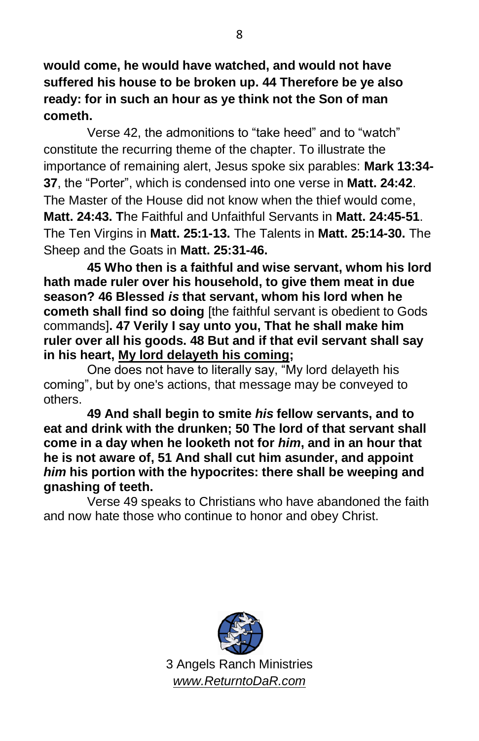**would come, he would have watched, and would not have suffered his house to be broken up. 44 Therefore be ye also ready: for in such an hour as ye think not the Son of man cometh.**

Verse 42, the admonitions to "take heed" and to "watch" constitute the recurring theme of the chapter. To illustrate the importance of remaining alert, Jesus spoke six parables: **Mark 13:34-37**, the "Porter", which is condensed into one verse in **Matt. 24:42**. The Master of the House did not know when the thief would come, **Matt. 24:43. T**he Faithful and Unfaithful Servants in **Matt. 24:45-51**. The Ten Virgins in **Matt. 25:1-13.** The Talents in **Matt. 25:14-30.** The Sheep and the Goats in **Matt. 25:31-46.**

**45 Who then is a faithful and wise servant, whom his lord hath made ruler over his household, to give them meat in due season? 46 Blessed *is* that servant, whom his lord when he cometh shall find so doing** [the faithful servant is obedient to Gods commands]**. 47 Verily I say unto you, That he shall make him ruler over all his goods. 48 But and if that evil servant shall say in his heart, <u>My lord delayeth his coming</u>;**

One does not have to literally say, "My lord delayeth his coming", but by one's actions, that message may be conveyed to others.

**49 And shall begin to smite *his* fellow servants, and to eat and drink with the drunken; 50 The lord of that servant shall come in a day when he looketh not for *him*, and in an hour that he is not aware of, 51 And shall cut him asunder, and appoint *him* his portion with the hypocrites: there shall be weeping and gnashing of teeth.**

Verse 49 speaks to Christians who have abandoned the faith and now hate those who continue to honor and obey Christ.

3 Angels Ranch Ministries
*www.ReturntoDaR.com*